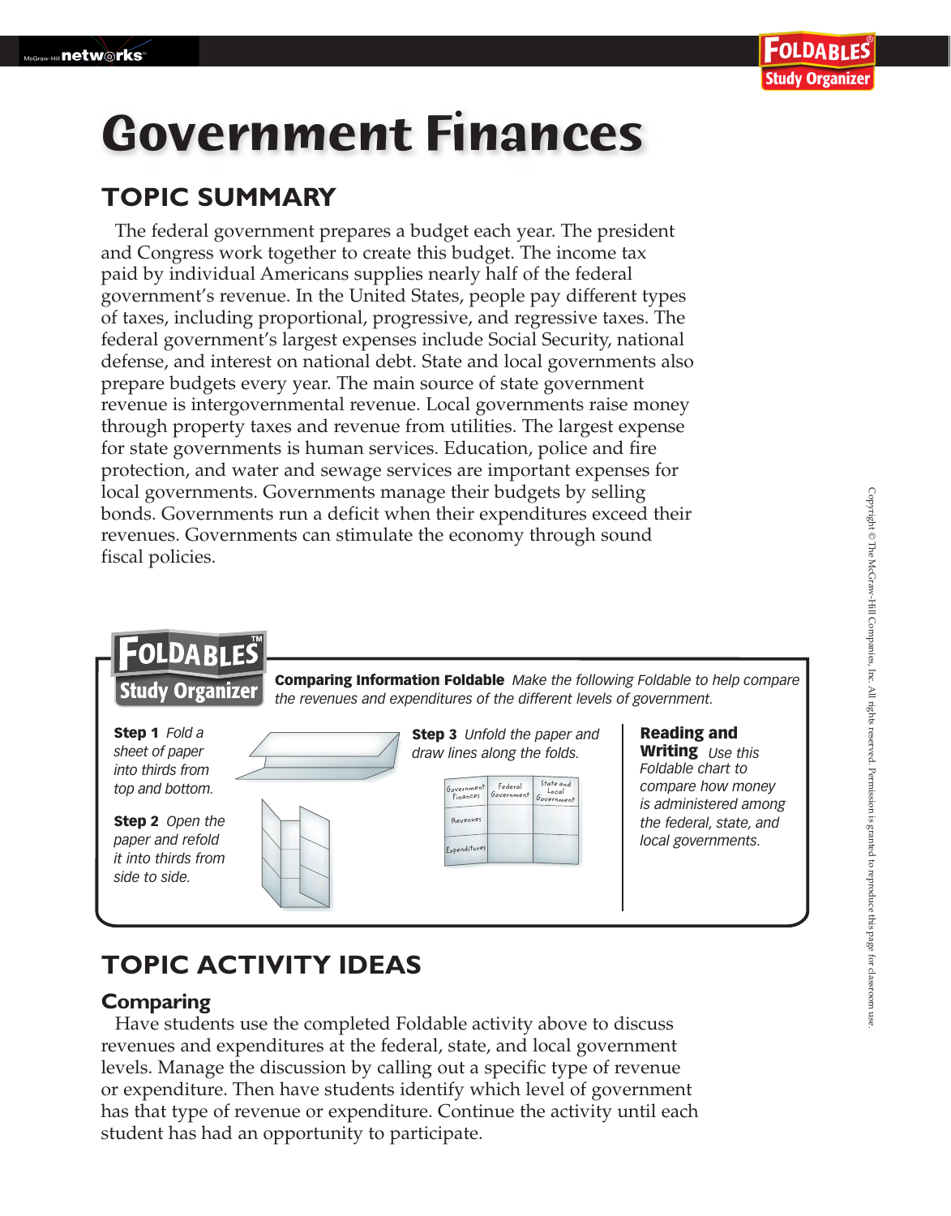# Government Finances

## TOPIC SUMMARY

The federal government prepares a budget each year. The president and Congress work together to create this budget. The income tax paid by individual Americans supplies nearly half of the federal government's revenue. In the United States, people pay different types of taxes, including proportional, progressive, and regressive taxes. The federal government's largest expenses include Social Security, national defense, and interest on national debt. State and local governments also prepare budgets every year. The main source of state government revenue is intergovernmental revenue. Local governments raise money through property taxes and revenue from utilities. The largest expense for state governments is human services. Education, police and fire protection, and water and sewage services are important expenses for local governments. Governments manage their budgets by selling bonds. Governments run a deficit when their expenditures exceed their revenues. Governments can stimulate the economy through sound fiscal policies.

### FOLDABLES Study Organizer

**Comparing Information Foldable** *Make the following Foldable to help compare the revenues and expenditures of the different levels of government.*

**Step 1** *Fold a sheet of paper into thirds from top and bottom.*

**Step 2** *Open the paper and refold it into thirds from side to side.*

**Step 3** *Unfold the paper and draw lines along the folds.*

| Government Finances | Federal Government | State and Local Government |
|---|---|---|
| Revenues | | |
| Expenditures | | |

**Reading and Writing** *Use this Foldable chart to compare how money is administered among the federal, state, and local governments.*

## TOPIC ACTIVITY IDEAS

### Comparing

Have students use the completed Foldable activity above to discuss revenues and expenditures at the federal, state, and local government levels. Manage the discussion by calling out a specific type of revenue or expenditure. Then have students identify which level of government has that type of revenue or expenditure. Continue the activity until each student has had an opportunity to participate.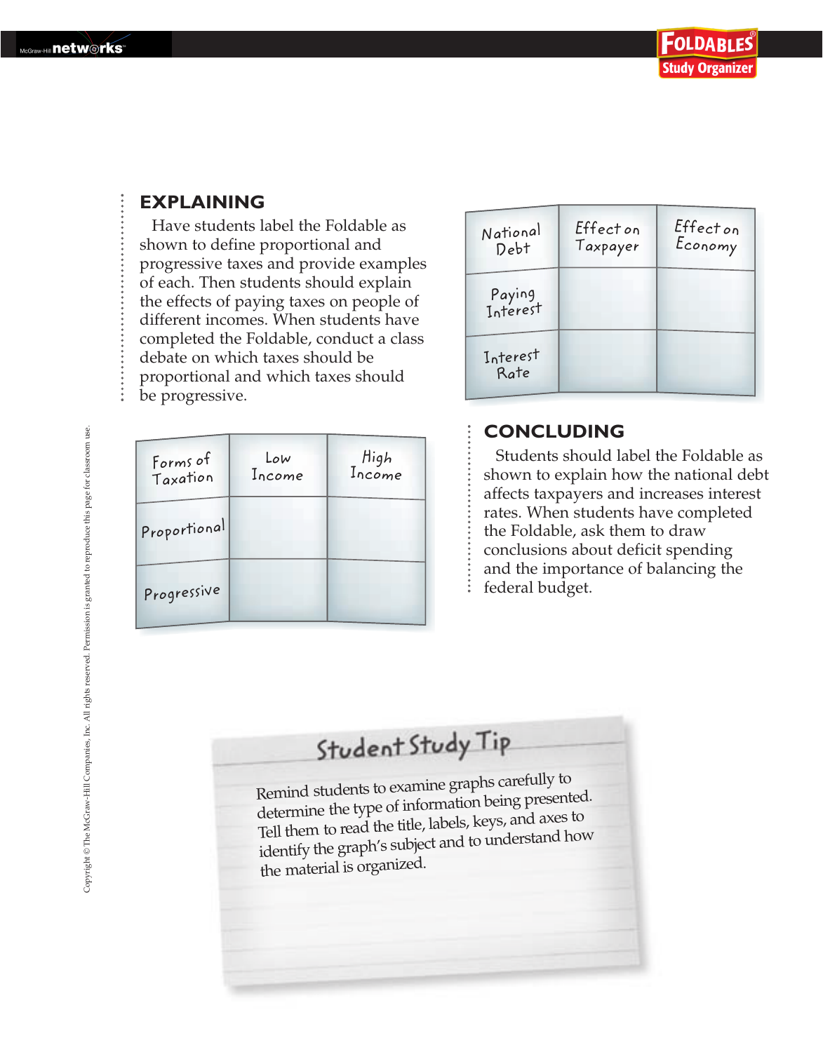## EXPLAINING

Have students label the Foldable as shown to define proportional and progressive taxes and provide examples of each. Then students should explain the effects of paying taxes on people of different incomes. When students have completed the Foldable, conduct a class debate on which taxes should be proportional and which taxes should be progressive.

| Forms of Taxation | Low Income | High Income |
| --- | --- | --- |
| Proportional | | |
| Progressive | | |

| National Debt | Effect on Taxpayer | Effect on Economy |
| --- | --- | --- |
| Paying Interest | | |
| Interest Rate | | |

## CONCLUDING

Students should label the Foldable as shown to explain how the national debt affects taxpayers and increases interest rates. When students have completed the Foldable, ask them to draw conclusions about deficit spending and the importance of balancing the federal budget.

### Student Study Tip

Remind students to examine graphs carefully to determine the type of information being presented. Tell them to read the title, labels, keys, and axes to identify the graph's subject and to understand how the material is organized.